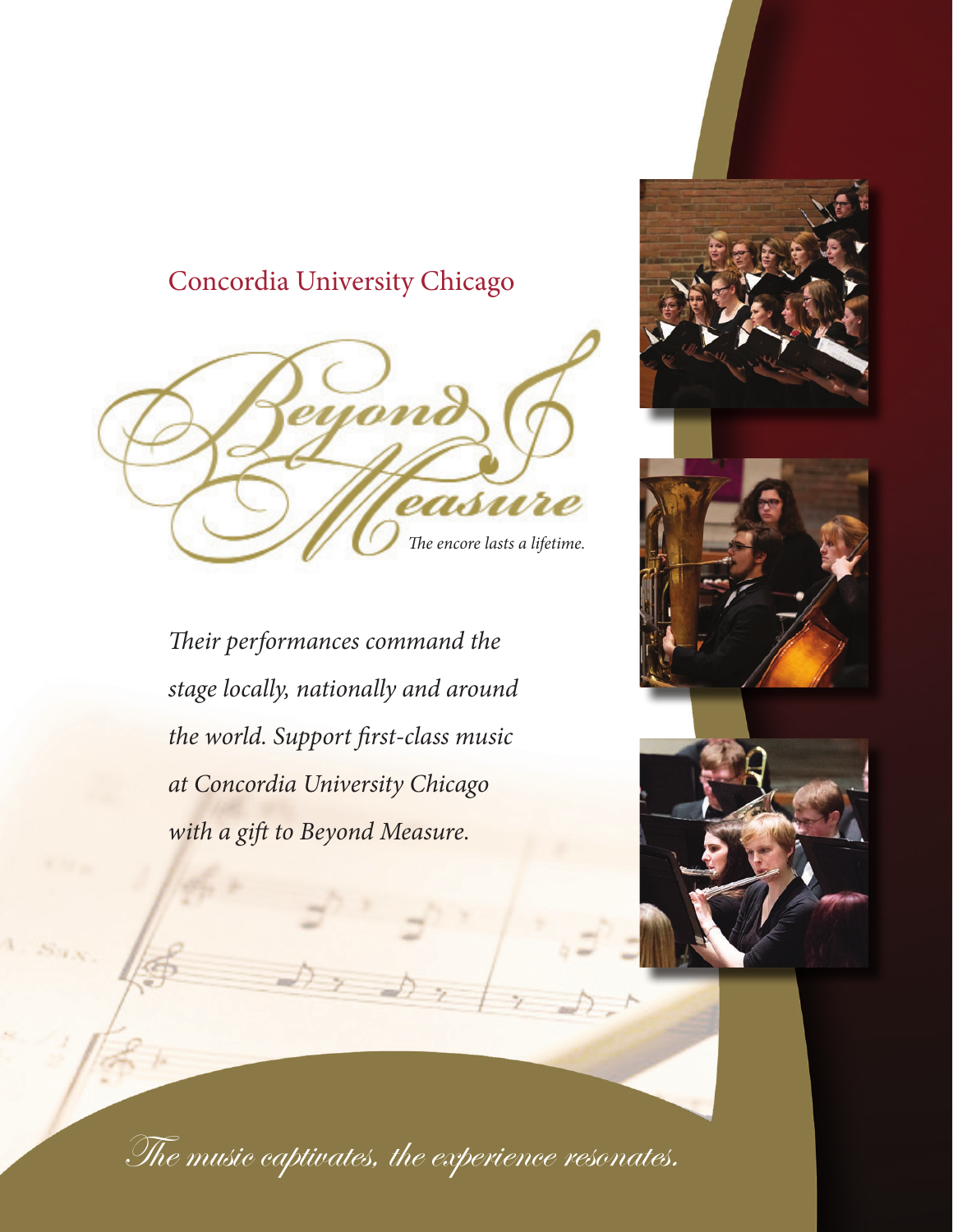Concordia University Chicago

# Beyond Measure

*The encore lasts a lifetime.*

*Their performances command the stage locally, nationally and around the world. Support first-class music at Concordia University Chicago with a gift to Beyond Measure.*

*The music captivates, the experience resonates.*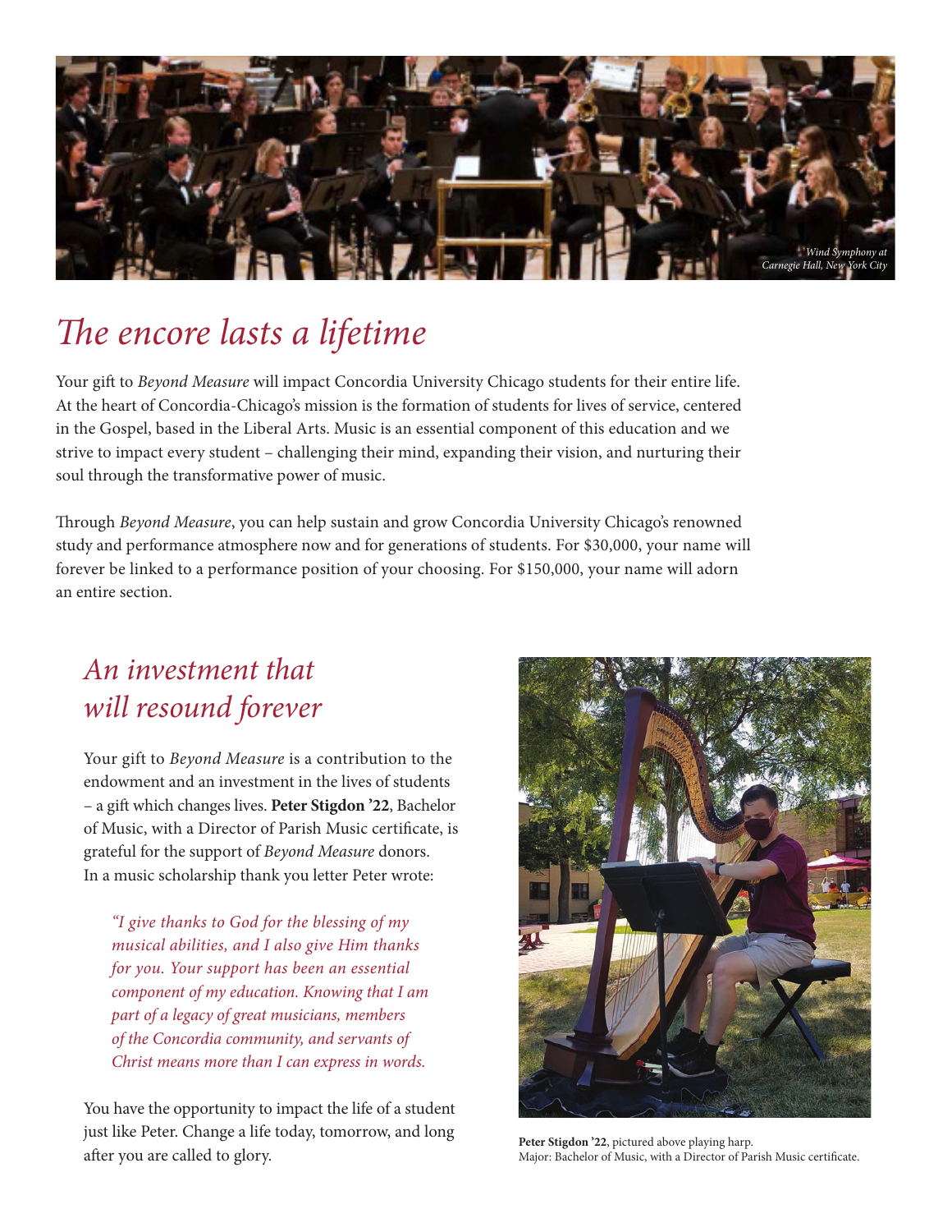*Wind Symphony at Carnegie Hall, New York City*

# *The encore lasts a lifetime*

Your gift to *Beyond Measure* will impact Concordia University Chicago students for their entire life. At the heart of Concordia-Chicago's mission is the formation of students for lives of service, centered in the Gospel, based in the Liberal Arts. Music is an essential component of this education and we strive to impact every student – challenging their mind, expanding their vision, and nurturing their soul through the transformative power of music.

Through *Beyond Measure*, you can help sustain and grow Concordia University Chicago's renowned study and performance atmosphere now and for generations of students. For $30,000, your name will forever be linked to a performance position of your choosing. For $150,000, your name will adorn an entire section.

## *An investment that will resound forever*

Your gift to *Beyond Measure* is a contribution to the endowment and an investment in the lives of students – a gift which changes lives. **Peter Stigdon '22**, Bachelor of Music, with a Director of Parish Music certificate, is grateful for the support of *Beyond Measure* donors. In a music scholarship thank you letter Peter wrote:

> *"I give thanks to God for the blessing of my musical abilities, and I also give Him thanks for you. Your support has been an essential component of my education. Knowing that I am part of a legacy of great musicians, members of the Concordia community, and servants of Christ means more than I can express in words.*

You have the opportunity to impact the life of a student just like Peter. Change a life today, tomorrow, and long after you are called to glory.

**Peter Stigdon '22**, pictured above playing harp.
Major: Bachelor of Music, with a Director of Parish Music certificate.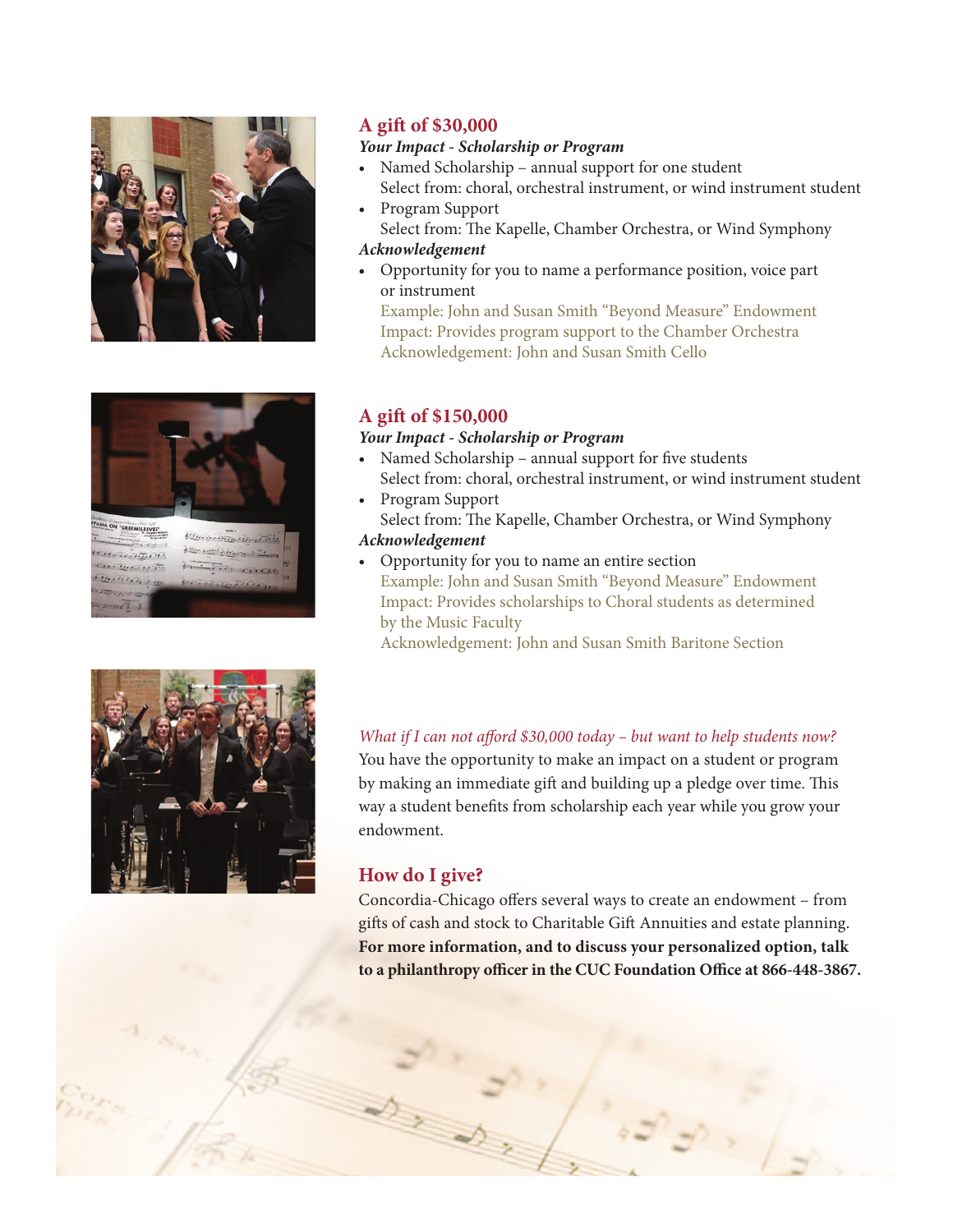## A gift of $30,000

***Your Impact - Scholarship or Program***

- Named Scholarship – annual support for one student
  Select from: choral, orchestral instrument, or wind instrument student
- Program Support
  Select from: The Kapelle, Chamber Orchestra, or Wind Symphony

***Acknowledgement***

- Opportunity for you to name a performance position, voice part or instrument
  Example: John and Susan Smith "Beyond Measure" Endowment
  Impact: Provides program support to the Chamber Orchestra
  Acknowledgement: John and Susan Smith Cello

## A gift of $150,000

***Your Impact - Scholarship or Program***

- Named Scholarship – annual support for five students
  Select from: choral, orchestral instrument, or wind instrument student
- Program Support
  Select from: The Kapelle, Chamber Orchestra, or Wind Symphony

***Acknowledgement***

- Opportunity for you to name an entire section
  Example: John and Susan Smith "Beyond Measure" Endowment
  Impact: Provides scholarships to Choral students as determined by the Music Faculty
  Acknowledgement: John and Susan Smith Baritone Section

*What if I can not afford $30,000 today – but want to help students now?*

You have the opportunity to make an impact on a student or program by making an immediate gift and building up a pledge over time. This way a student benefits from scholarship each year while you grow your endowment.

## How do I give?

Concordia-Chicago offers several ways to create an endowment – from gifts of cash and stock to Charitable Gift Annuities and estate planning. **For more information, and to discuss your personalized option, talk to a philanthropy officer in the CUC Foundation Office at 866-448-3867.**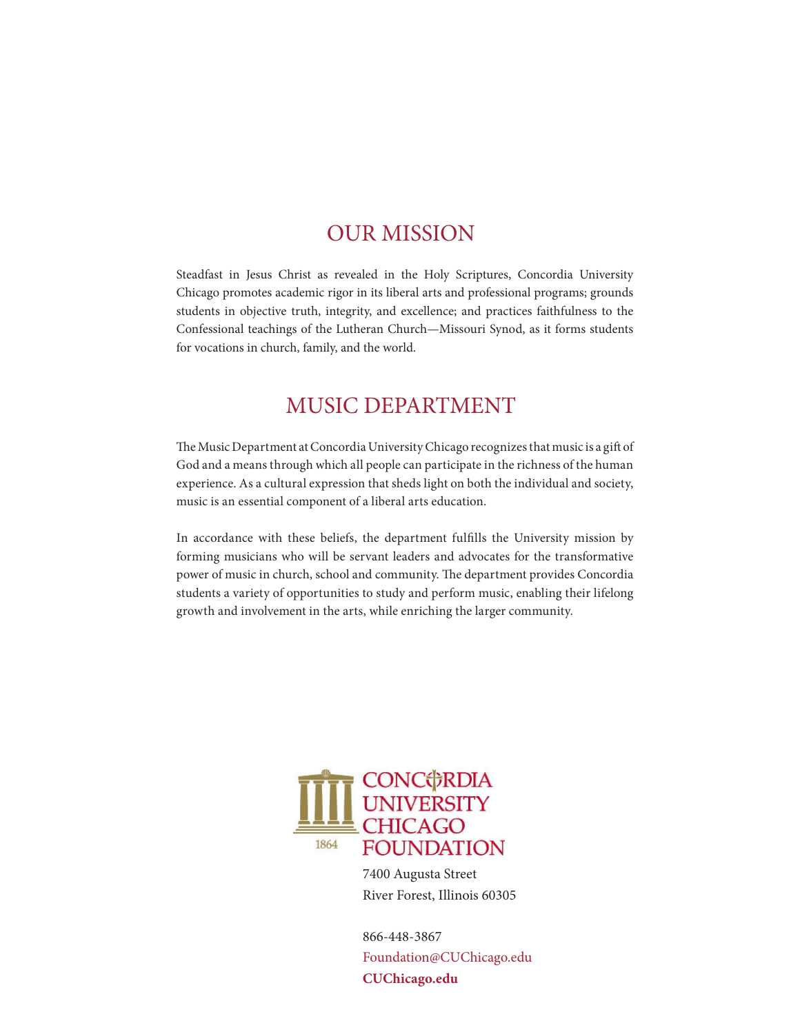## OUR MISSION

Steadfast in Jesus Christ as revealed in the Holy Scriptures, Concordia University Chicago promotes academic rigor in its liberal arts and professional programs; grounds students in objective truth, integrity, and excellence; and practices faithfulness to the Confessional teachings of the Lutheran Church—Missouri Synod, as it forms students for vocations in church, family, and the world.

## MUSIC DEPARTMENT

The Music Department at Concordia University Chicago recognizes that music is a gift of God and a means through which all people can participate in the richness of the human experience. As a cultural expression that sheds light on both the individual and society, music is an essential component of a liberal arts education.

In accordance with these beliefs, the department fulfills the University mission by forming musicians who will be servant leaders and advocates for the transformative power of music in church, school and community. The department provides Concordia students a variety of opportunities to study and perform music, enabling their lifelong growth and involvement in the arts, while enriching the larger community.

CONCORDIA UNIVERSITY CHICAGO FOUNDATION

1864

7400 Augusta Street
River Forest, Illinois 60305

866-448-3867
Foundation@CUChicago.edu
**CUChicago.edu**